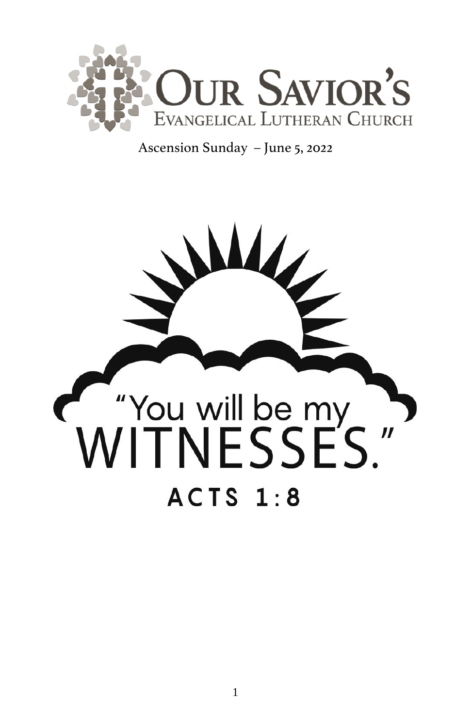# Our Savior's

## Evangelical Lutheran Church

Ascension Sunday – June 5, 2022

"You will be my WITNESSES."

ACTS 1:8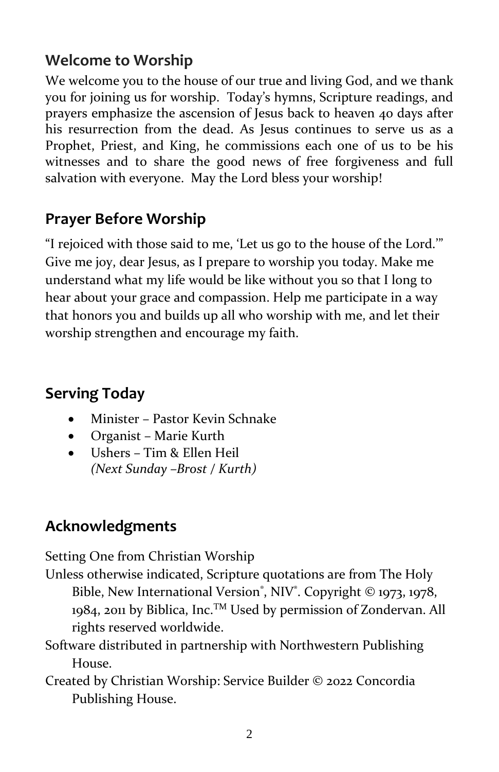## Welcome to Worship

We welcome you to the house of our true and living God, and we thank you for joining us for worship. Today's hymns, Scripture readings, and prayers emphasize the ascension of Jesus back to heaven 40 days after his resurrection from the dead. As Jesus continues to serve us as a Prophet, Priest, and King, he commissions each one of us to be his witnesses and to share the good news of free forgiveness and full salvation with everyone. May the Lord bless your worship!

## Prayer Before Worship

"I rejoiced with those said to me, 'Let us go to the house of the Lord.'" Give me joy, dear Jesus, as I prepare to worship you today. Make me understand what my life would be like without you so that I long to hear about your grace and compassion. Help me participate in a way that honors you and builds up all who worship with me, and let their worship strengthen and encourage my faith.

## Serving Today

- Minister – Pastor Kevin Schnake
- Organist – Marie Kurth
- Ushers – Tim & Ellen Heil
  *(Next Sunday –Brost / Kurth)*

## Acknowledgments

Setting One from Christian Worship

Unless otherwise indicated, Scripture quotations are from The Holy Bible, New International Version®, NIV®. Copyright © 1973, 1978, 1984, 2011 by Biblica, Inc.™ Used by permission of Zondervan. All rights reserved worldwide.

Software distributed in partnership with Northwestern Publishing House.

Created by Christian Worship: Service Builder © 2022 Concordia Publishing House.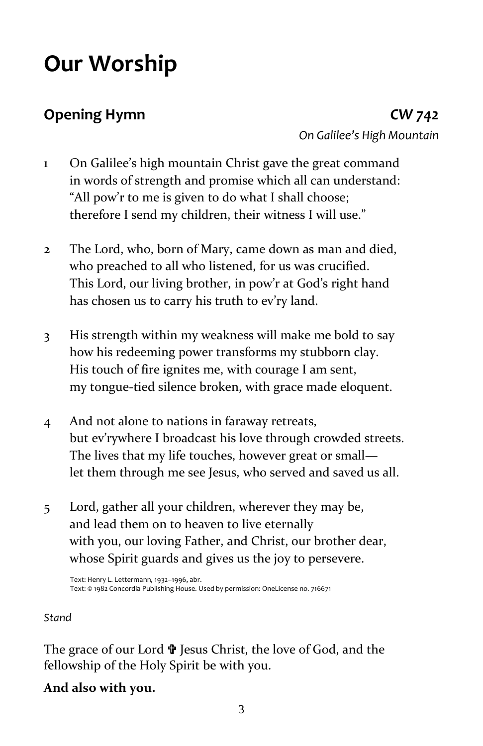# Our Worship

## Opening Hymn CW 742

*On Galilee's High Mountain*

1 On Galilee's high mountain Christ gave the great command
in words of strength and promise which all can understand:
"All pow'r to me is given to do what I shall choose;
therefore I send my children, their witness I will use."

2 The Lord, who, born of Mary, came down as man and died,
who preached to all who listened, for us was crucified.
This Lord, our living brother, in pow'r at God's right hand
has chosen us to carry his truth to ev'ry land.

3 His strength within my weakness will make me bold to say
how his redeeming power transforms my stubborn clay.
His touch of fire ignites me, with courage I am sent,
my tongue-tied silence broken, with grace made eloquent.

4 And not alone to nations in faraway retreats,
but ev'rywhere I broadcast his love through crowded streets.
The lives that my life touches, however great or small—
let them through me see Jesus, who served and saved us all.

5 Lord, gather all your children, wherever they may be,
and lead them on to heaven to live eternally
with you, our loving Father, and Christ, our brother dear,
whose Spirit guards and gives us the joy to persevere.

Text: Henry L. Lettermann, 1932–1996, abr.
Text: © 1982 Concordia Publishing House. Used by permission: OneLicense no. 716671

*Stand*

The grace of our Lord ✠ Jesus Christ, the love of God, and the fellowship of the Holy Spirit be with you.

**And also with you.**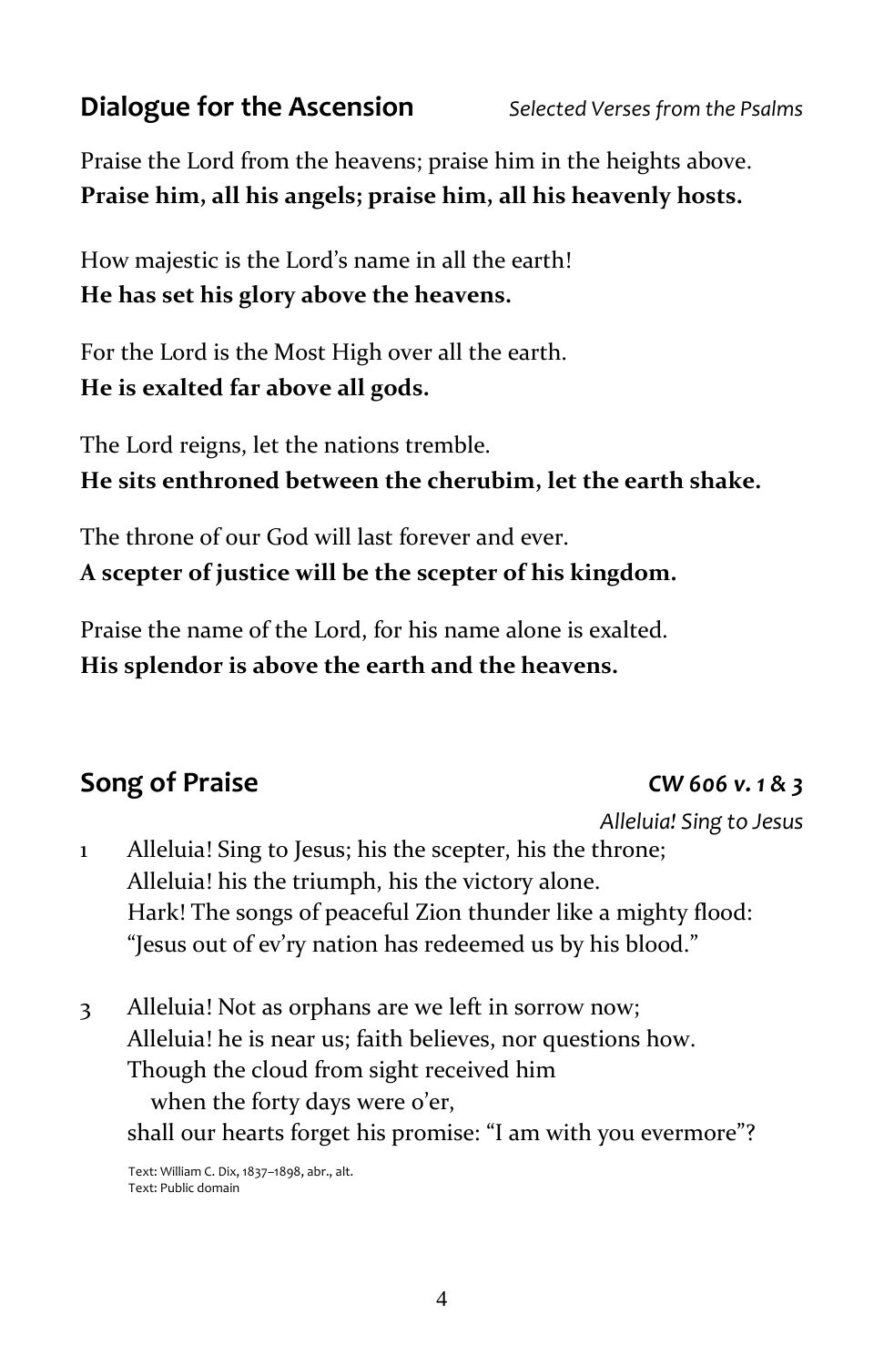## Dialogue for the Ascension

*Selected Verses from the Psalms*

Praise the Lord from the heavens; praise him in the heights above.
**Praise him, all his angels; praise him, all his heavenly hosts.**

How majestic is the Lord's name in all the earth!
**He has set his glory above the heavens.**

For the Lord is the Most High over all the earth.
**He is exalted far above all gods.**

The Lord reigns, let the nations tremble.
**He sits enthroned between the cherubim, let the earth shake.**

The throne of our God will last forever and ever.
**A scepter of justice will be the scepter of his kingdom.**

Praise the name of the Lord, for his name alone is exalted.
**His splendor is above the earth and the heavens.**

## Song of Praise

***CW 606 v. 1 & 3***

*Alleluia! Sing to Jesus*

1 Alleluia! Sing to Jesus; his the scepter, his the throne;
Alleluia! his the triumph, his the victory alone.
Hark! The songs of peaceful Zion thunder like a mighty flood:
"Jesus out of ev'ry nation has redeemed us by his blood."

3 Alleluia! Not as orphans are we left in sorrow now;
Alleluia! he is near us; faith believes, nor questions how.
Though the cloud from sight received him
when the forty days were o'er,
shall our hearts forget his promise: "I am with you evermore"?

Text: William C. Dix, 1837–1898, abr., alt.
Text: Public domain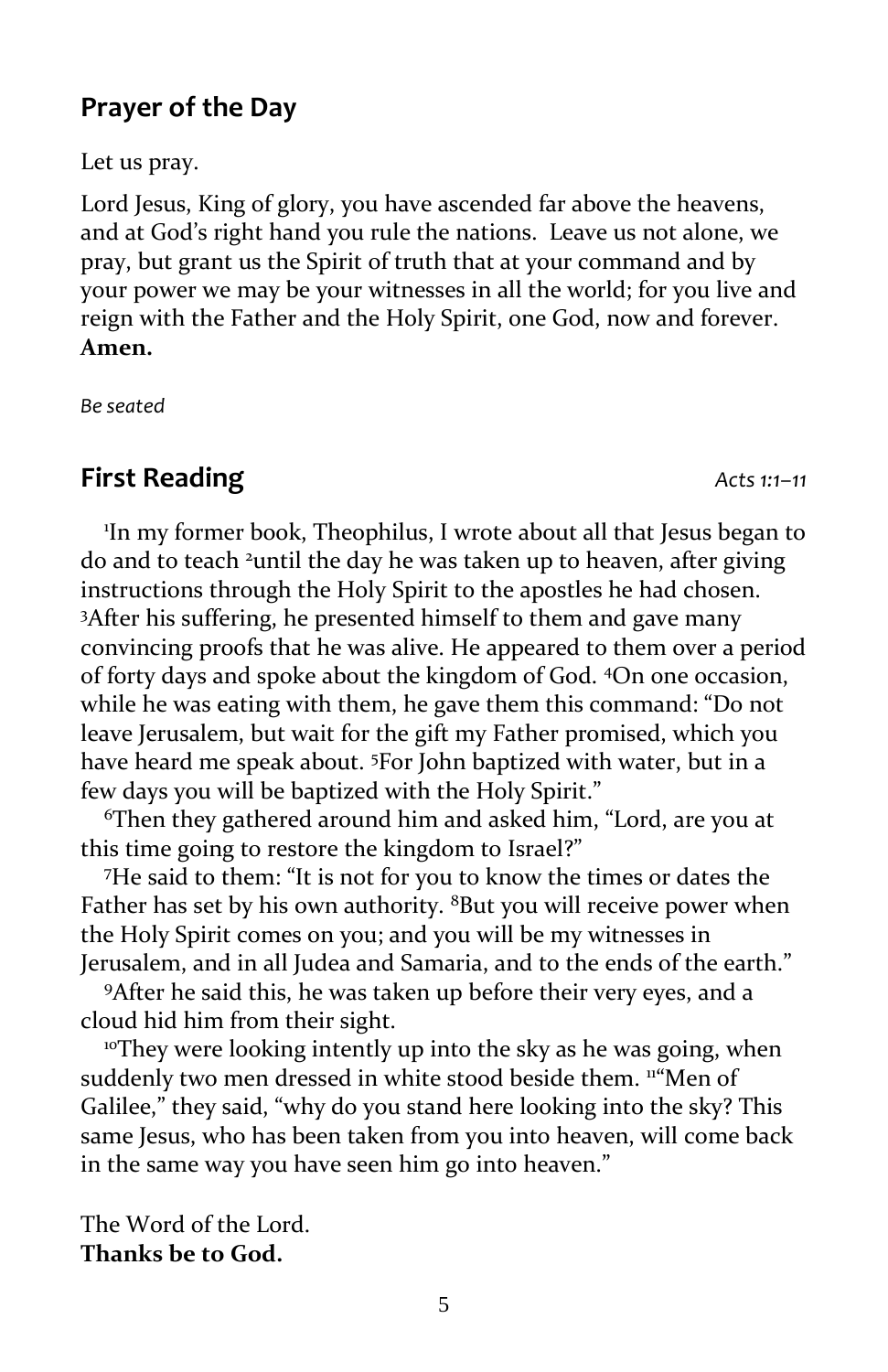## Prayer of the Day

Let us pray.

Lord Jesus, King of glory, you have ascended far above the heavens, and at God's right hand you rule the nations. Leave us not alone, we pray, but grant us the Spirit of truth that at your command and by your power we may be your witnesses in all the world; for you live and reign with the Father and the Holy Spirit, one God, now and forever. **Amen.**

*Be seated*

## First Reading *Acts 1:1–11*

[1]In my former book, Theophilus, I wrote about all that Jesus began to do and to teach [2]until the day he was taken up to heaven, after giving instructions through the Holy Spirit to the apostles he had chosen. [3]After his suffering, he presented himself to them and gave many convincing proofs that he was alive. He appeared to them over a period of forty days and spoke about the kingdom of God. [4]On one occasion, while he was eating with them, he gave them this command: "Do not leave Jerusalem, but wait for the gift my Father promised, which you have heard me speak about. [5]For John baptized with water, but in a few days you will be baptized with the Holy Spirit."

[6]Then they gathered around him and asked him, "Lord, are you at this time going to restore the kingdom to Israel?"

[7]He said to them: "It is not for you to know the times or dates the Father has set by his own authority. [8]But you will receive power when the Holy Spirit comes on you; and you will be my witnesses in Jerusalem, and in all Judea and Samaria, and to the ends of the earth."

[9]After he said this, he was taken up before their very eyes, and a cloud hid him from their sight.

[10]They were looking intently up into the sky as he was going, when suddenly two men dressed in white stood beside them. [11]"Men of Galilee," they said, "why do you stand here looking into the sky? This same Jesus, who has been taken from you into heaven, will come back in the same way you have seen him go into heaven."

The Word of the Lord.
**Thanks be to God.**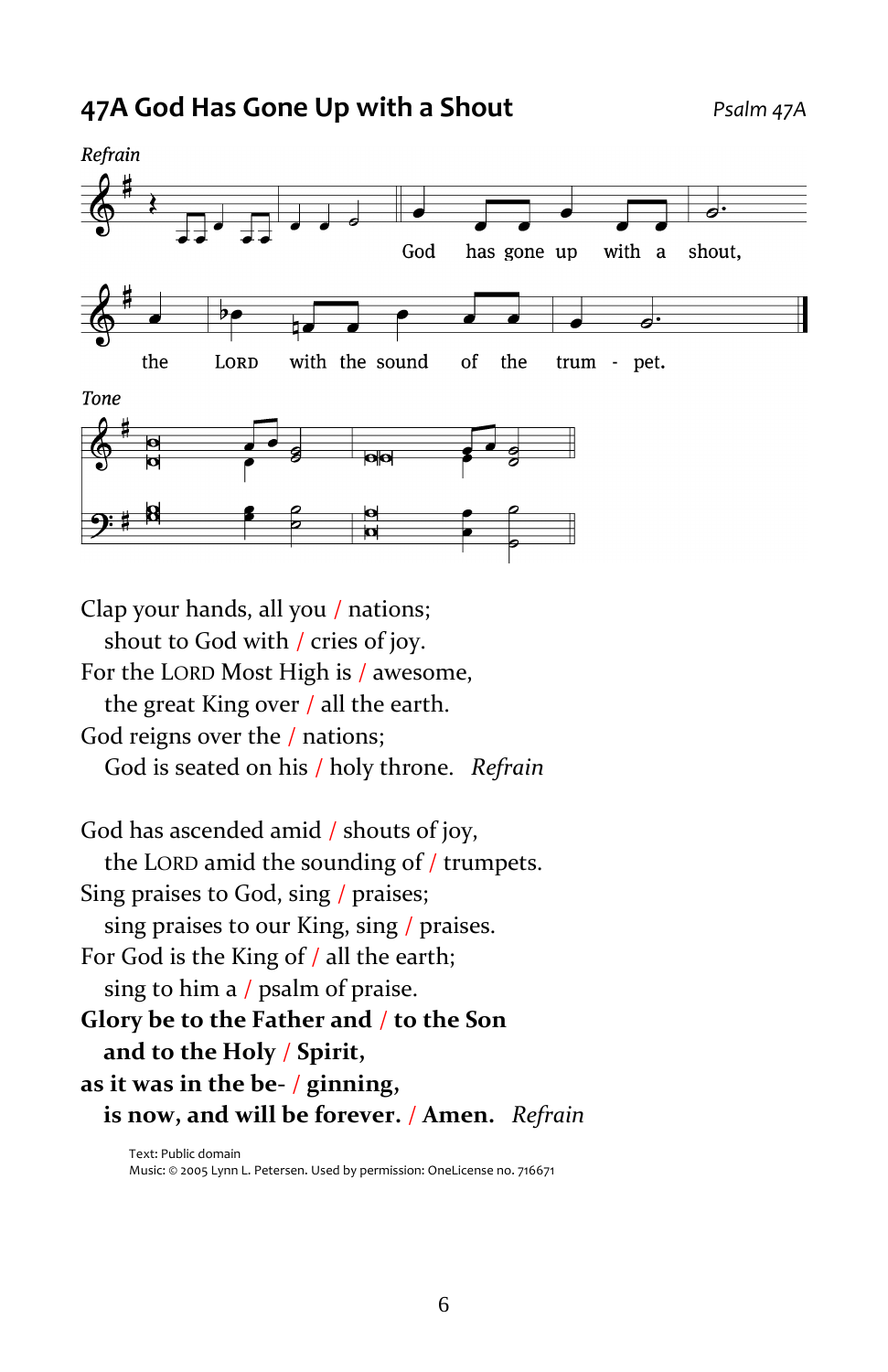## 47A God Has Gone Up with a Shout

*Psalm 47A*

*Refrain*

God has gone up with a shout, the LORD with the sound of the trum - pet.

*Tone*

Clap your hands, all you / nations;
  shout to God with / cries of joy.
For the LORD Most High is / awesome,
  the great King over / all the earth.
God reigns over the / nations;
  God is seated on his / holy throne. *Refrain*

God has ascended amid / shouts of joy,
  the LORD amid the sounding of / trumpets.
Sing praises to God, sing / praises;
  sing praises to our King, sing / praises.
For God is the King of / all the earth;
  sing to him a / psalm of praise.
**Glory be to the Father and / to the Son**
  **and to the Holy / Spirit,**
**as it was in the be- / ginning,**
  **is now, and will be forever. / Amen.** *Refrain*

Text: Public domain
Music: © 2005 Lynn L. Petersen. Used by permission: OneLicense no. 716671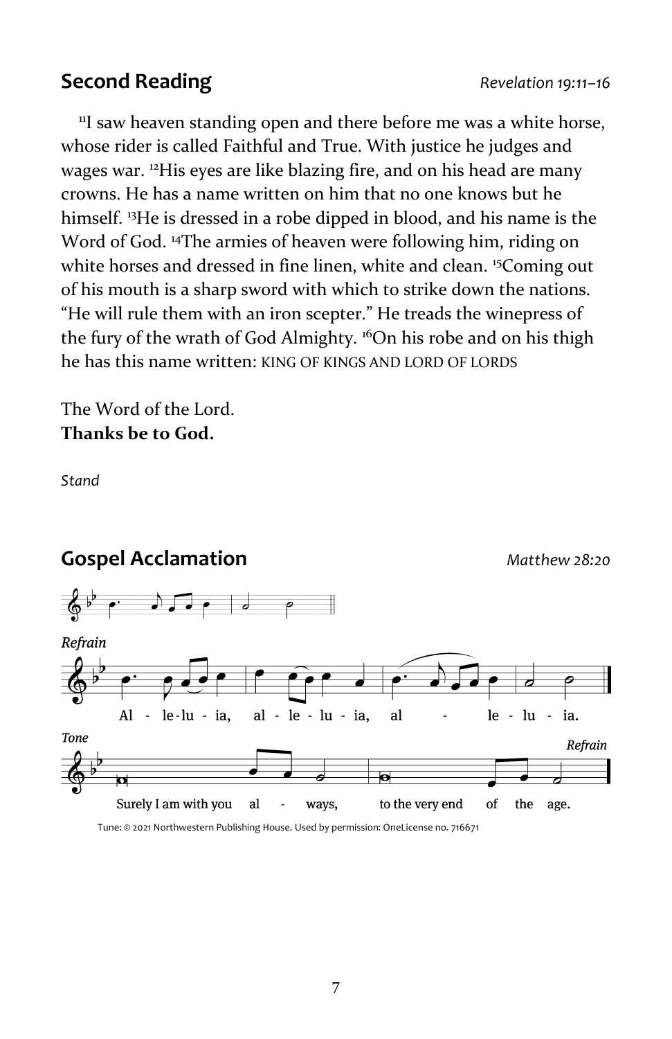## Second Reading

*Revelation 19:11–16*

[11]I saw heaven standing open and there before me was a white horse, whose rider is called Faithful and True. With justice he judges and wages war. [12]His eyes are like blazing fire, and on his head are many crowns. He has a name written on him that no one knows but he himself. [13]He is dressed in a robe dipped in blood, and his name is the Word of God. [14]The armies of heaven were following him, riding on white horses and dressed in fine linen, white and clean. [15]Coming out of his mouth is a sharp sword with which to strike down the nations. “He will rule them with an iron scepter.” He treads the winepress of the fury of the wrath of God Almighty. [16]On his robe and on his thigh he has this name written: KING OF KINGS AND LORD OF LORDS

The Word of the Lord.
**Thanks be to God.**

*Stand*

## Gospel Acclamation

*Matthew 28:20*

*Refrain*

Alleluia, alleluia, alleluia.

*Tone*

Surely I am with you always, to the very end of the age. *Refrain*

Tune: © 2021 Northwestern Publishing House. Used by permission: OneLicense no. 716671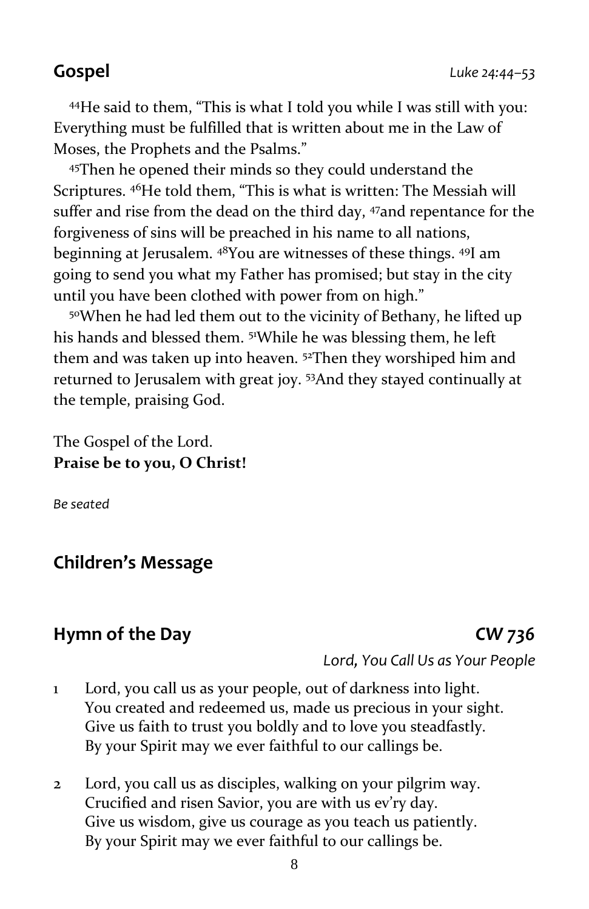## Gospel *Luke 24:44–53*

[44]He said to them, "This is what I told you while I was still with you: Everything must be fulfilled that is written about me in the Law of Moses, the Prophets and the Psalms."

[45]Then he opened their minds so they could understand the Scriptures. [46]He told them, "This is what is written: The Messiah will suffer and rise from the dead on the third day, [47]and repentance for the forgiveness of sins will be preached in his name to all nations, beginning at Jerusalem. [48]You are witnesses of these things. [49]I am going to send you what my Father has promised; but stay in the city until you have been clothed with power from on high."

[50]When he had led them out to the vicinity of Bethany, he lifted up his hands and blessed them. [51]While he was blessing them, he left them and was taken up into heaven. [52]Then they worshiped him and returned to Jerusalem with great joy. [53]And they stayed continually at the temple, praising God.

The Gospel of the Lord.
**Praise be to you, O Christ!**

*Be seated*

## Children's Message

## Hymn of the Day **CW 736**

*Lord, You Call Us as Your People*

1 Lord, you call us as your people, out of darkness into light.
You created and redeemed us, made us precious in your sight.
Give us faith to trust you boldly and to love you steadfastly.
By your Spirit may we ever faithful to our callings be.

2 Lord, you call us as disciples, walking on your pilgrim way.
Crucified and risen Savior, you are with us ev'ry day.
Give us wisdom, give us courage as you teach us patiently.
By your Spirit may we ever faithful to our callings be.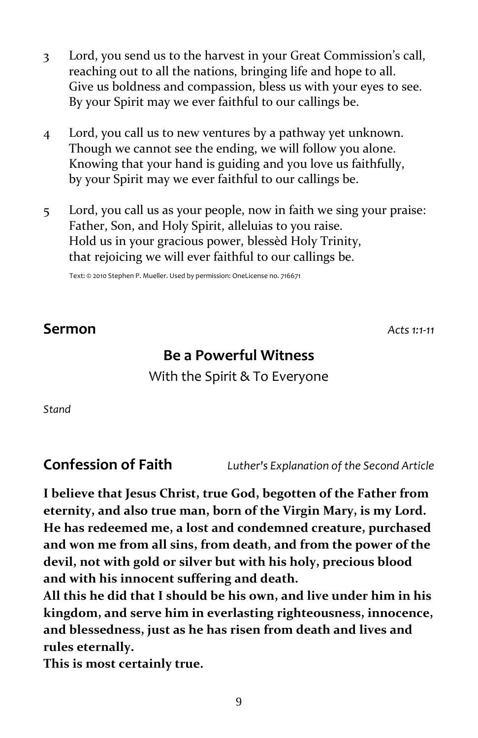3 Lord, you send us to the harvest in your Great Commission's call,
reaching out to all the nations, bringing life and hope to all.
Give us boldness and compassion, bless us with your eyes to see.
By your Spirit may we ever faithful to our callings be.

4 Lord, you call us to new ventures by a pathway yet unknown.
Though we cannot see the ending, we will follow you alone.
Knowing that your hand is guiding and you love us faithfully,
by your Spirit may we ever faithful to our callings be.

5 Lord, you call us as your people, now in faith we sing your praise:
Father, Son, and Holy Spirit, alleluias to you raise.
Hold us in your gracious power, blessèd Holy Trinity,
that rejoicing we will ever faithful to our callings be.

Text: © 2010 Stephen P. Mueller. Used by permission: OneLicense no. 716671

## Sermon *Acts 1:1-11*

### Be a Powerful Witness

With the Spirit & To Everyone

*Stand*

## Confession of Faith *Luther's Explanation of the Second Article*

**I believe that Jesus Christ, true God, begotten of the Father from eternity, and also true man, born of the Virgin Mary, is my Lord. He has redeemed me, a lost and condemned creature, purchased and won me from all sins, from death, and from the power of the devil, not with gold or silver but with his holy, precious blood and with his innocent suffering and death.**
**All this he did that I should be his own, and live under him in his kingdom, and serve him in everlasting righteousness, innocence, and blessedness, just as he has risen from death and lives and rules eternally.**
**This is most certainly true.**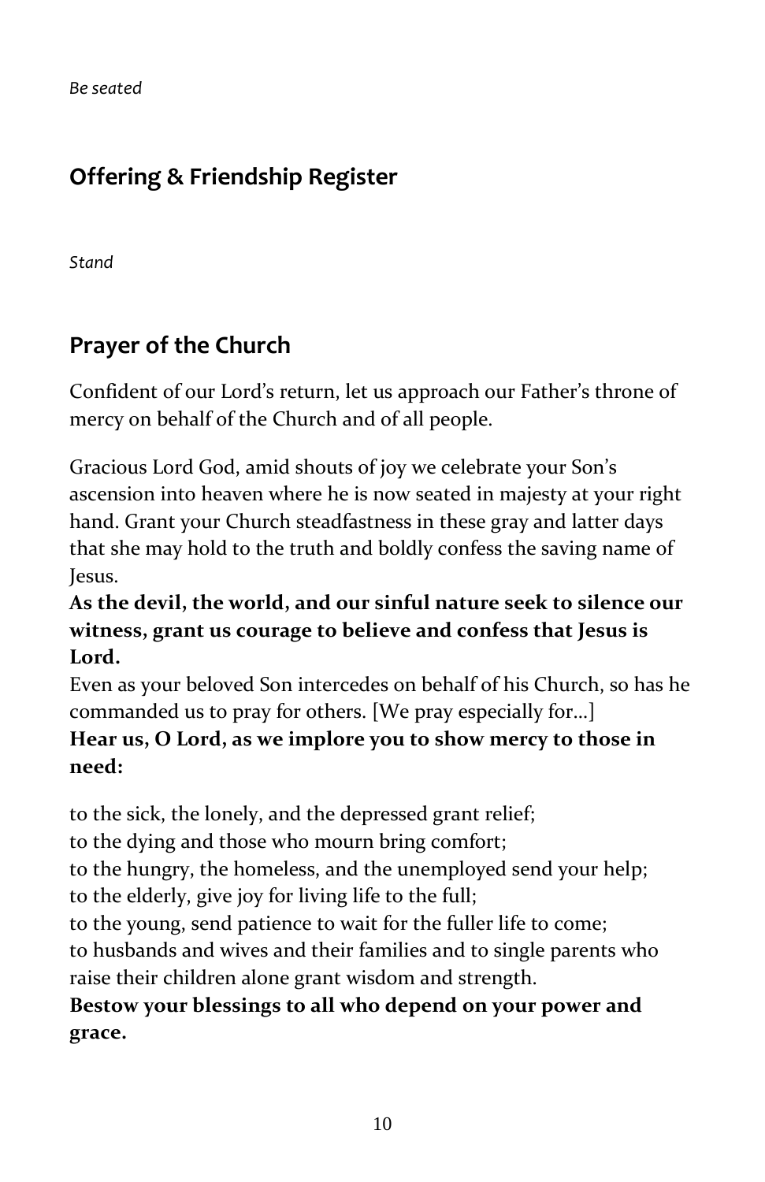*Be seated*

## Offering & Friendship Register

*Stand*

## Prayer of the Church

Confident of our Lord's return, let us approach our Father's throne of mercy on behalf of the Church and of all people.

Gracious Lord God, amid shouts of joy we celebrate your Son's ascension into heaven where he is now seated in majesty at your right hand. Grant your Church steadfastness in these gray and latter days that she may hold to the truth and boldly confess the saving name of Jesus.
**As the devil, the world, and our sinful nature seek to silence our witness, grant us courage to believe and confess that Jesus is Lord.**
Even as your beloved Son intercedes on behalf of his Church, so has he commanded us to pray for others. [We pray especially for…]
**Hear us, O Lord, as we implore you to show mercy to those in need:**

to the sick, the lonely, and the depressed grant relief;
to the dying and those who mourn bring comfort;
to the hungry, the homeless, and the unemployed send your help;
to the elderly, give joy for living life to the full;
to the young, send patience to wait for the fuller life to come;
to husbands and wives and their families and to single parents who raise their children alone grant wisdom and strength.
**Bestow your blessings to all who depend on your power and grace.**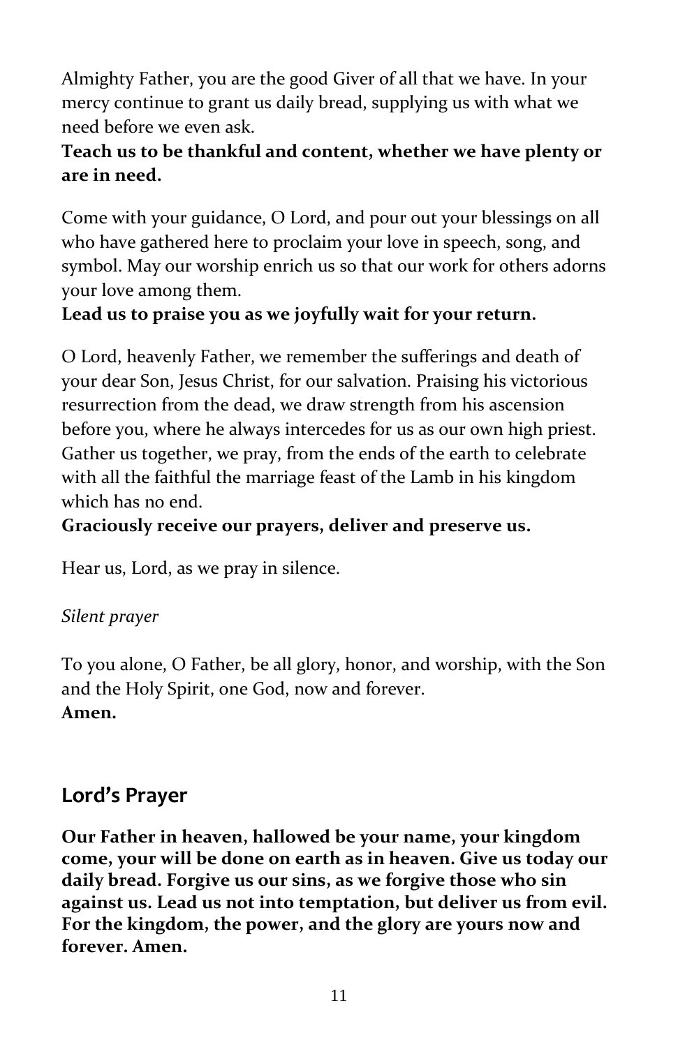Almighty Father, you are the good Giver of all that we have. In your mercy continue to grant us daily bread, supplying us with what we need before we even ask.
**Teach us to be thankful and content, whether we have plenty or are in need.**

Come with your guidance, O Lord, and pour out your blessings on all who have gathered here to proclaim your love in speech, song, and symbol. May our worship enrich us so that our work for others adorns your love among them.
**Lead us to praise you as we joyfully wait for your return.**

O Lord, heavenly Father, we remember the sufferings and death of your dear Son, Jesus Christ, for our salvation. Praising his victorious resurrection from the dead, we draw strength from his ascension before you, where he always intercedes for us as our own high priest. Gather us together, we pray, from the ends of the earth to celebrate with all the faithful the marriage feast of the Lamb in his kingdom which has no end.
**Graciously receive our prayers, deliver and preserve us.**

Hear us, Lord, as we pray in silence.

*Silent prayer*

To you alone, O Father, be all glory, honor, and worship, with the Son and the Holy Spirit, one God, now and forever.
**Amen.**

## Lord's Prayer

**Our Father in heaven, hallowed be your name, your kingdom come, your will be done on earth as in heaven. Give us today our daily bread. Forgive us our sins, as we forgive those who sin against us. Lead us not into temptation, but deliver us from evil. For the kingdom, the power, and the glory are yours now and forever. Amen.**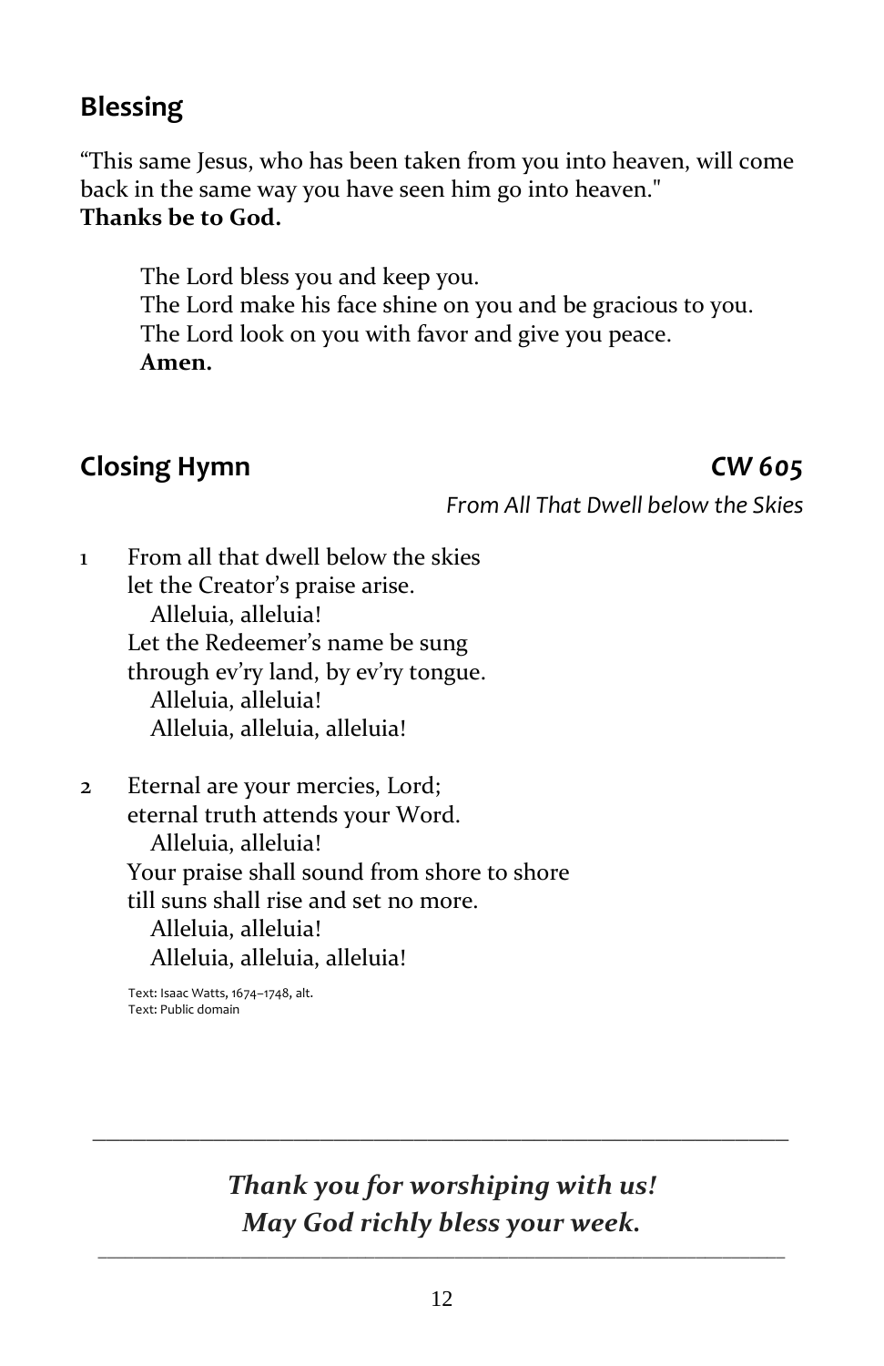## Blessing

"This same Jesus, who has been taken from you into heaven, will come back in the same way you have seen him go into heaven."
**Thanks be to God.**

> The Lord bless you and keep you.
> The Lord make his face shine on you and be gracious to you.
> The Lord look on you with favor and give you peace.
> **Amen.**

## Closing Hymn — *CW 605*

*From All That Dwell below the Skies*

1 From all that dwell below the skies
let the Creator's praise arise.
  Alleluia, alleluia!
Let the Redeemer's name be sung
through ev'ry land, by ev'ry tongue.
  Alleluia, alleluia!
  Alleluia, alleluia, alleluia!

2 Eternal are your mercies, Lord;
eternal truth attends your Word.
  Alleluia, alleluia!
Your praise shall sound from shore to shore
till suns shall rise and set no more.
  Alleluia, alleluia!
  Alleluia, alleluia, alleluia!

Text: Isaac Watts, 1674–1748, alt.
Text: Public domain

---

***Thank you for worshiping with us!***
***May God richly bless your week.***

---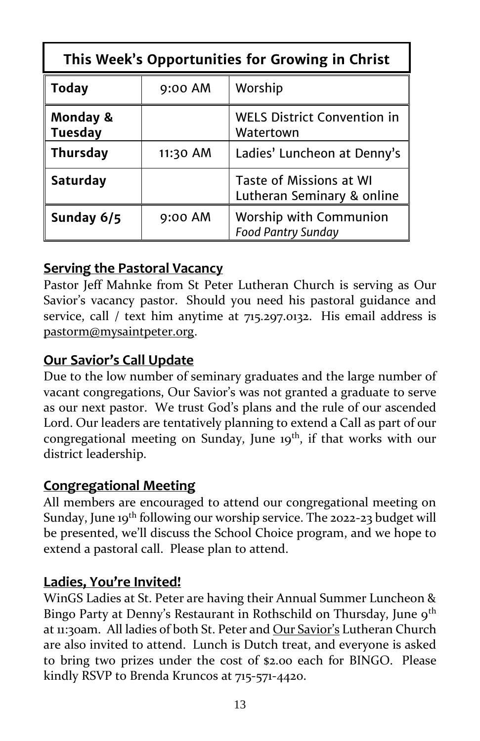## This Week's Opportunities for Growing in Christ

| | | |
|---|---|---|
| **Today** | 9:00 AM | Worship |
| **Monday & Tuesday** | | WELS District Convention in Watertown |
| **Thursday** | 11:30 AM | Ladies' Luncheon at Denny's |
| **Saturday** | | Taste of Missions at WI Lutheran Seminary & online |
| **Sunday 6/5** | 9:00 AM | Worship with Communion *Food Pantry Sunday* |

### Serving the Pastoral Vacancy

Pastor Jeff Mahnke from St Peter Lutheran Church is serving as Our Savior's vacancy pastor. Should you need his pastoral guidance and service, call / text him anytime at 715.297.0132. His email address is pastorm@mysaintpeter.org.

### Our Savior's Call Update

Due to the low number of seminary graduates and the large number of vacant congregations, Our Savior's was not granted a graduate to serve as our next pastor. We trust God's plans and the rule of our ascended Lord. Our leaders are tentatively planning to extend a Call as part of our congregational meeting on Sunday, June 19th, if that works with our district leadership.

### Congregational Meeting

All members are encouraged to attend our congregational meeting on Sunday, June 19th following our worship service. The 2022-23 budget will be presented, we'll discuss the School Choice program, and we hope to extend a pastoral call. Please plan to attend.

### Ladies, You're Invited!

WinGS Ladies at St. Peter are having their Annual Summer Luncheon & Bingo Party at Denny's Restaurant in Rothschild on Thursday, June 9th at 11:30am. All ladies of both St. Peter and Our Savior's Lutheran Church are also invited to attend. Lunch is Dutch treat, and everyone is asked to bring two prizes under the cost of $2.00 each for BINGO. Please kindly RSVP to Brenda Kruncos at 715-571-4420.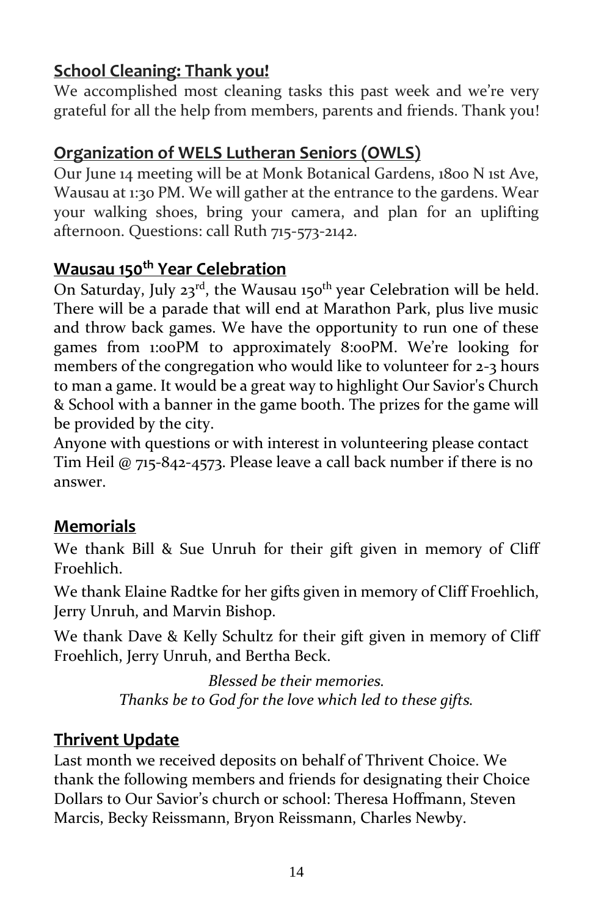## School Cleaning: Thank you!

We accomplished most cleaning tasks this past week and we're very grateful for all the help from members, parents and friends. Thank you!

## Organization of WELS Lutheran Seniors (OWLS)

Our June 14 meeting will be at Monk Botanical Gardens, 1800 N 1st Ave, Wausau at 1:30 PM. We will gather at the entrance to the gardens. Wear your walking shoes, bring your camera, and plan for an uplifting afternoon. Questions: call Ruth 715-573-2142.

## Wausau 150th Year Celebration

On Saturday, July 23rd, the Wausau 150th year Celebration will be held. There will be a parade that will end at Marathon Park, plus live music and throw back games. We have the opportunity to run one of these games from 1:00PM to approximately 8:00PM. We're looking for members of the congregation who would like to volunteer for 2-3 hours to man a game. It would be a great way to highlight Our Savior's Church & School with a banner in the game booth. The prizes for the game will be provided by the city.

Anyone with questions or with interest in volunteering please contact Tim Heil @ 715-842-4573. Please leave a call back number if there is no answer.

## Memorials

We thank Bill & Sue Unruh for their gift given in memory of Cliff Froehlich.

We thank Elaine Radtke for her gifts given in memory of Cliff Froehlich, Jerry Unruh, and Marvin Bishop.

We thank Dave & Kelly Schultz for their gift given in memory of Cliff Froehlich, Jerry Unruh, and Bertha Beck.

*Blessed be their memories.*
*Thanks be to God for the love which led to these gifts.*

## Thrivent Update

Last month we received deposits on behalf of Thrivent Choice. We thank the following members and friends for designating their Choice Dollars to Our Savior's church or school: Theresa Hoffmann, Steven Marcis, Becky Reissmann, Bryon Reissmann, Charles Newby.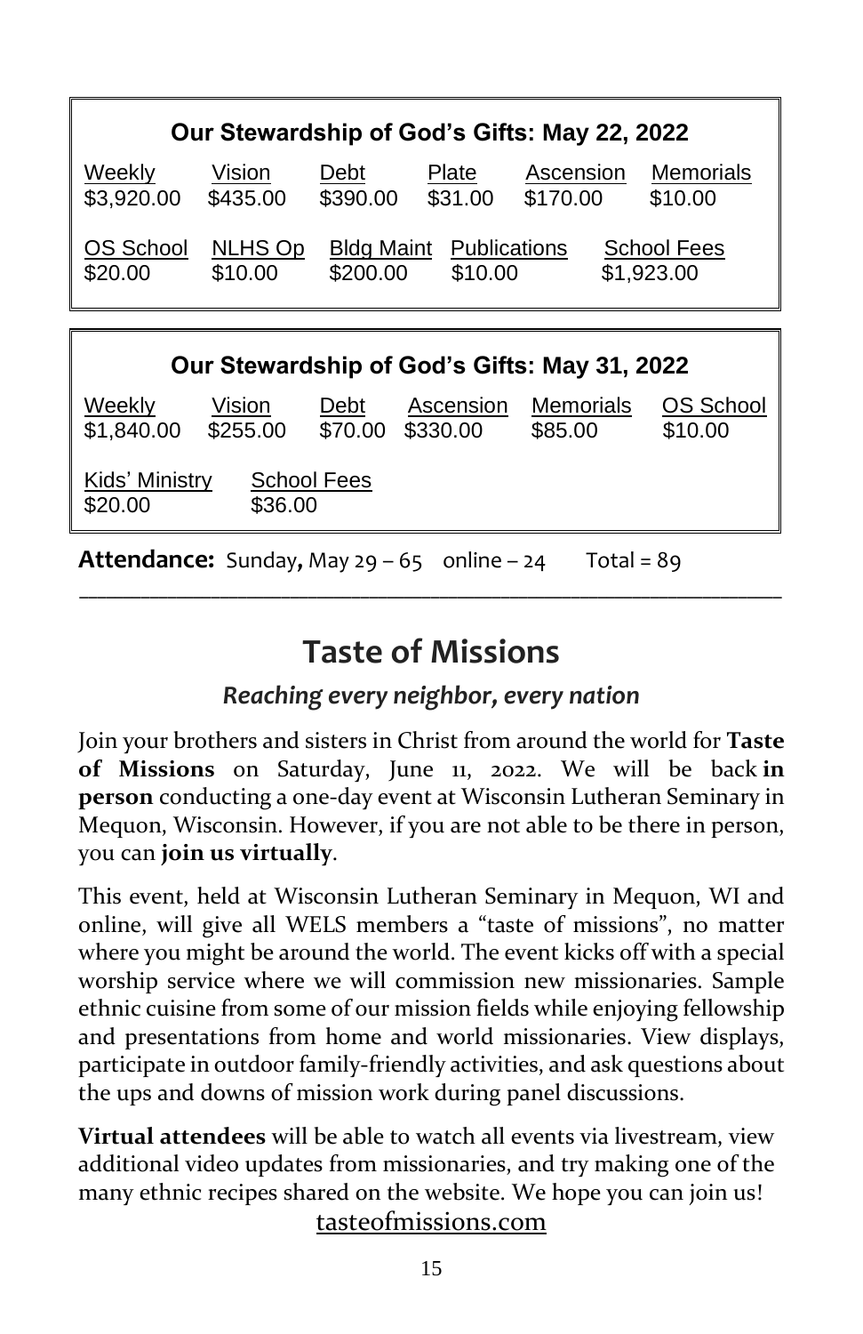**Our Stewardship of God's Gifts: May 22, 2022**

| Weekly | Vision | Debt | Plate | Ascension | Memorials |
|---|---|---|---|---|---|
| $3,920.00 | $435.00 | $390.00 | $31.00 | $170.00 | $10.00 |

| OS School | NLHS Op | Bldg Maint | Publications | School Fees |
|---|---|---|---|---|
| $20.00 | $10.00 | $200.00 | $10.00 | $1,923.00 |

**Our Stewardship of God's Gifts: May 31, 2022**

| Weekly | Vision | Debt | Ascension | Memorials | OS School |
|---|---|---|---|---|---|
| $1,840.00 | $255.00 | $70.00 | $330.00 | $85.00 | $10.00 |

| Kids' Ministry | School Fees |
|---|---|
| $20.00 | $36.00 |

**Attendance:** Sunday**,** May 29 – 65 online – 24 Total = 89

---

# Taste of Missions

### *Reaching every neighbor, every nation*

Join your brothers and sisters in Christ from around the world for **Taste of Missions** on Saturday, June 11, 2022. We will be back **in person** conducting a one-day event at Wisconsin Lutheran Seminary in Mequon, Wisconsin. However, if you are not able to be there in person, you can **join us virtually**.

This event, held at Wisconsin Lutheran Seminary in Mequon, WI and online, will give all WELS members a "taste of missions", no matter where you might be around the world. The event kicks off with a special worship service where we will commission new missionaries. Sample ethnic cuisine from some of our mission fields while enjoying fellowship and presentations from home and world missionaries. View displays, participate in outdoor family-friendly activities, and ask questions about the ups and downs of mission work during panel discussions.

**Virtual attendees** will be able to watch all events via livestream, view additional video updates from missionaries, and try making one of the many ethnic recipes shared on the website. We hope you can join us!

tasteofmissions.com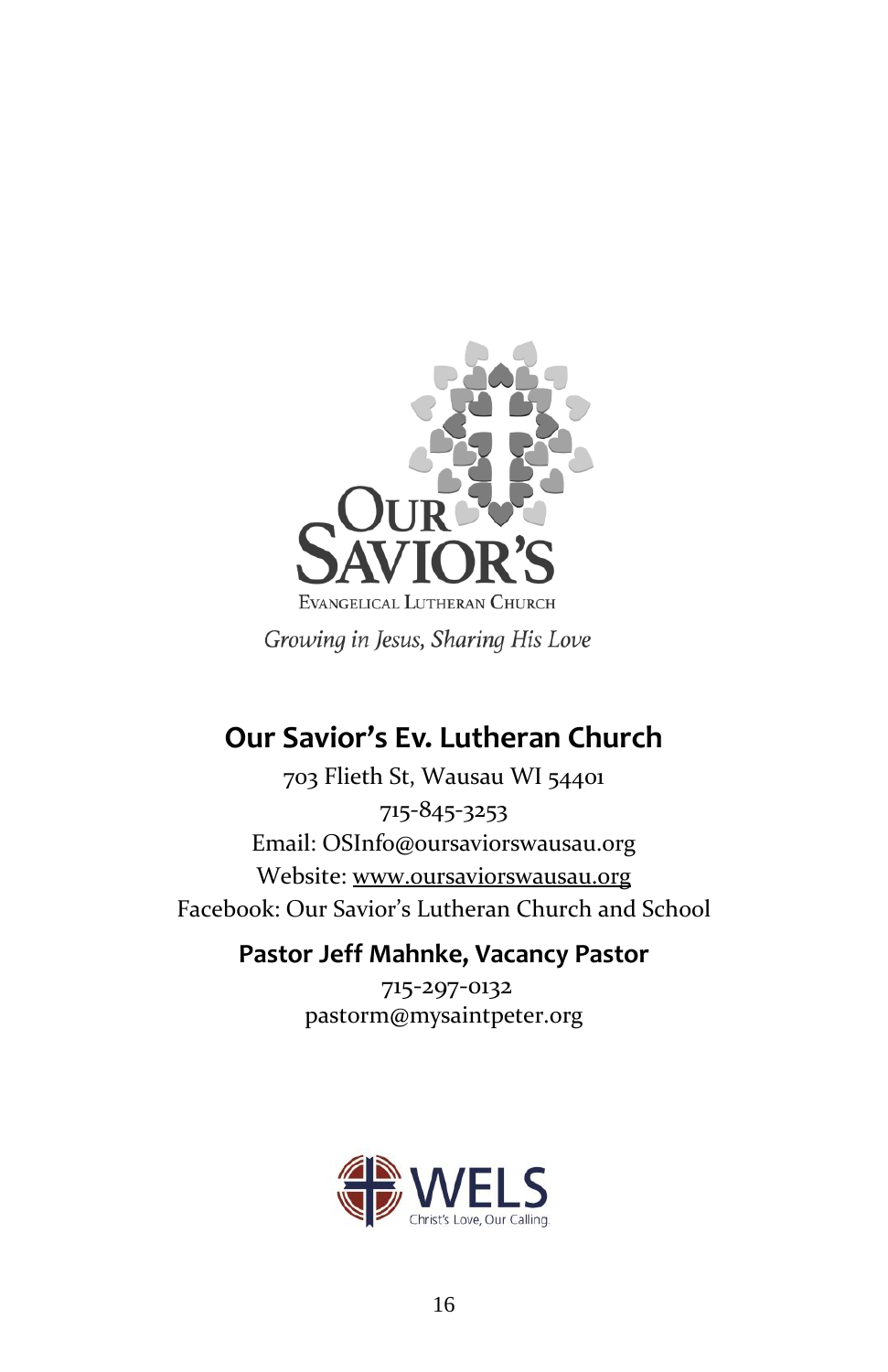OUR SAVIOR'S

EVANGELICAL LUTHERAN CHURCH

*Growing in Jesus, Sharing His Love*

## Our Savior's Ev. Lutheran Church

703 Flieth St, Wausau WI 54401

715-845-3253

Email: OSInfo@oursaviorswausau.org

Website: www.oursaviorswausau.org

Facebook: Our Savior's Lutheran Church and School

### Pastor Jeff Mahnke, Vacancy Pastor

715-297-0132

pastorm@mysaintpeter.org

WELS

Christ's Love, Our Calling.